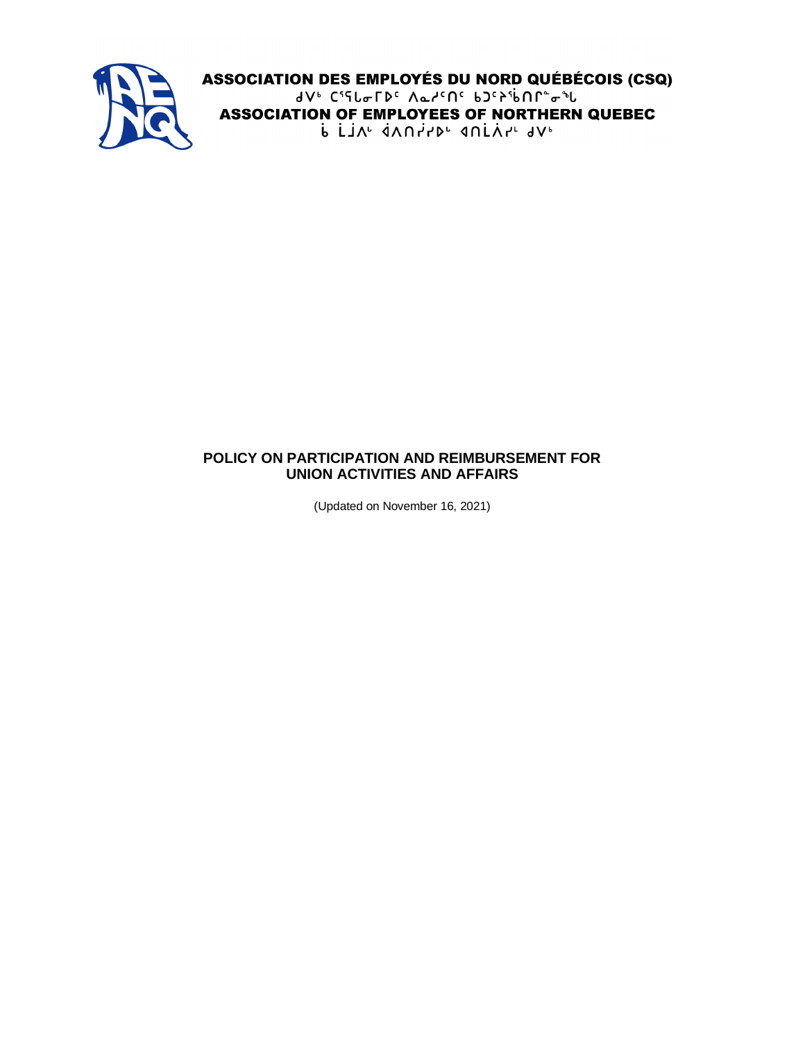**ASSOCIATION DES EMPLOYÉS DU NORD QUÉBÉCOIS (CSQ)**

ᑯᐯᒃ ᑕᕐᕿᒪᓂᒥᐅᑦ ᐱᓇᓱᑦᑎᑦ ᑲᑐᑦᔾᔨᖃᑎᒌᓐᓂᖓ

**ASSOCIATION OF EMPLOYEES OF NORTHERN QUEBEC**

ᑳ ᒫᒎᐱᐦ ᐋᐱᑎᓰᓯᐤ ᐊᑎᒫᐲᓯᒻ ᑯᐯᒃ

# POLICY ON PARTICIPATION AND REIMBURSEMENT FOR UNION ACTIVITIES AND AFFAIRS

(Updated on November 16, 2021)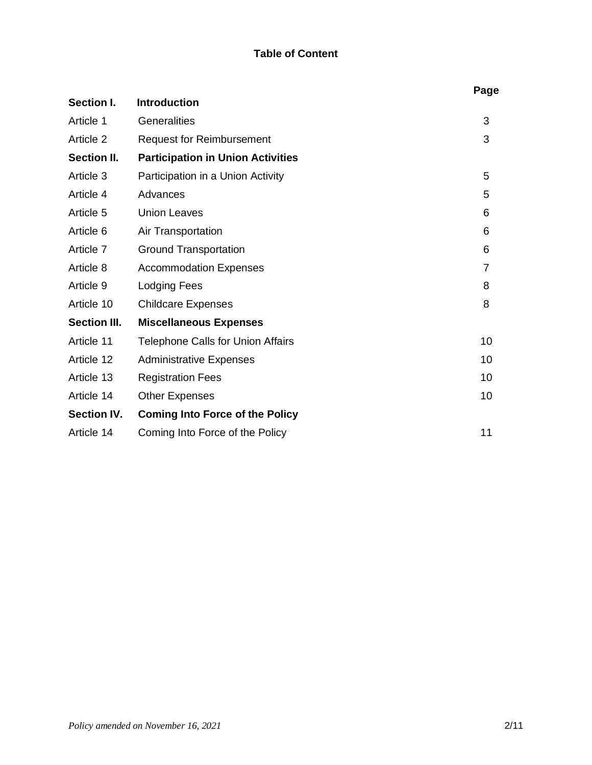# Table of Content

| | | Page |
|---|---|---|
| **Section I.** | **Introduction** | |
| Article 1 | Generalities | 3 |
| Article 2 | Request for Reimbursement | 3 |
| **Section II.** | **Participation in Union Activities** | |
| Article 3 | Participation in a Union Activity | 5 |
| Article 4 | Advances | 5 |
| Article 5 | Union Leaves | 6 |
| Article 6 | Air Transportation | 6 |
| Article 7 | Ground Transportation | 6 |
| Article 8 | Accommodation Expenses | 7 |
| Article 9 | Lodging Fees | 8 |
| Article 10 | Childcare Expenses | 8 |
| **Section III.** | **Miscellaneous Expenses** | |
| Article 11 | Telephone Calls for Union Affairs | 10 |
| Article 12 | Administrative Expenses | 10 |
| Article 13 | Registration Fees | 10 |
| Article 14 | Other Expenses | 10 |
| **Section IV.** | **Coming Into Force of the Policy** | |
| Article 14 | Coming Into Force of the Policy | 11 |

*Policy amended on November 16, 2021*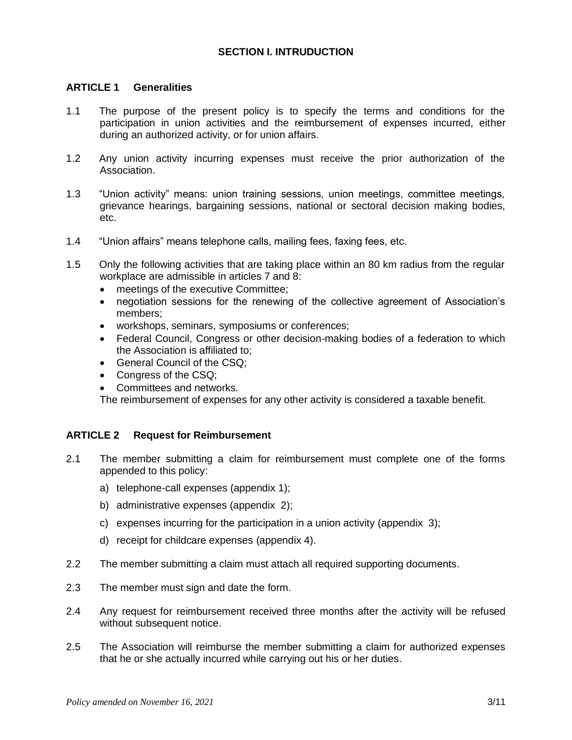## SECTION I. INTRUDUCTION

### ARTICLE 1 Generalities

1.1 The purpose of the present policy is to specify the terms and conditions for the participation in union activities and the reimbursement of expenses incurred, either during an authorized activity, or for union affairs.

1.2 Any union activity incurring expenses must receive the prior authorization of the Association.

1.3 "Union activity" means: union training sessions, union meetings, committee meetings, grievance hearings, bargaining sessions, national or sectoral decision making bodies, etc.

1.4 "Union affairs" means telephone calls, mailing fees, faxing fees, etc.

1.5 Only the following activities that are taking place within an 80 km radius from the regular workplace are admissible in articles 7 and 8:

- meetings of the executive Committee;
- negotiation sessions for the renewing of the collective agreement of Association's members;
- workshops, seminars, symposiums or conferences;
- Federal Council, Congress or other decision-making bodies of a federation to which the Association is affiliated to;
- General Council of the CSQ;
- Congress of the CSQ;
- Committees and networks.

The reimbursement of expenses for any other activity is considered a taxable benefit.

### ARTICLE 2 Request for Reimbursement

2.1 The member submitting a claim for reimbursement must complete one of the forms appended to this policy:

a) telephone-call expenses (appendix 1);

b) administrative expenses (appendix 2);

c) expenses incurring for the participation in a union activity (appendix 3);

d) receipt for childcare expenses (appendix 4).

2.2 The member submitting a claim must attach all required supporting documents.

2.3 The member must sign and date the form.

2.4 Any request for reimbursement received three months after the activity will be refused without subsequent notice.

2.5 The Association will reimburse the member submitting a claim for authorized expenses that he or she actually incurred while carrying out his or her duties.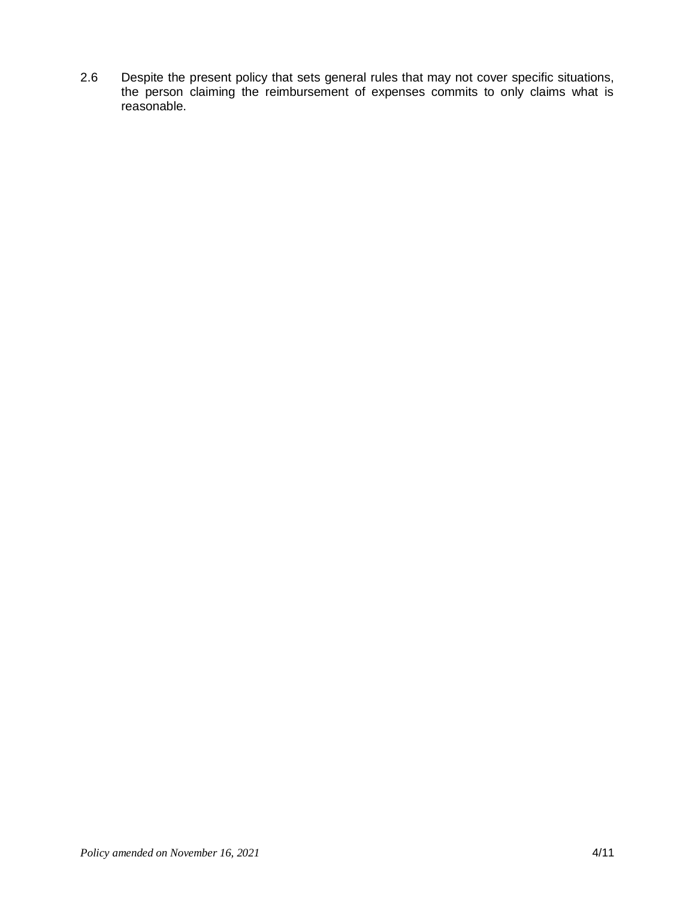2.6 Despite the present policy that sets general rules that may not cover specific situations, the person claiming the reimbursement of expenses commits to only claims what is reasonable.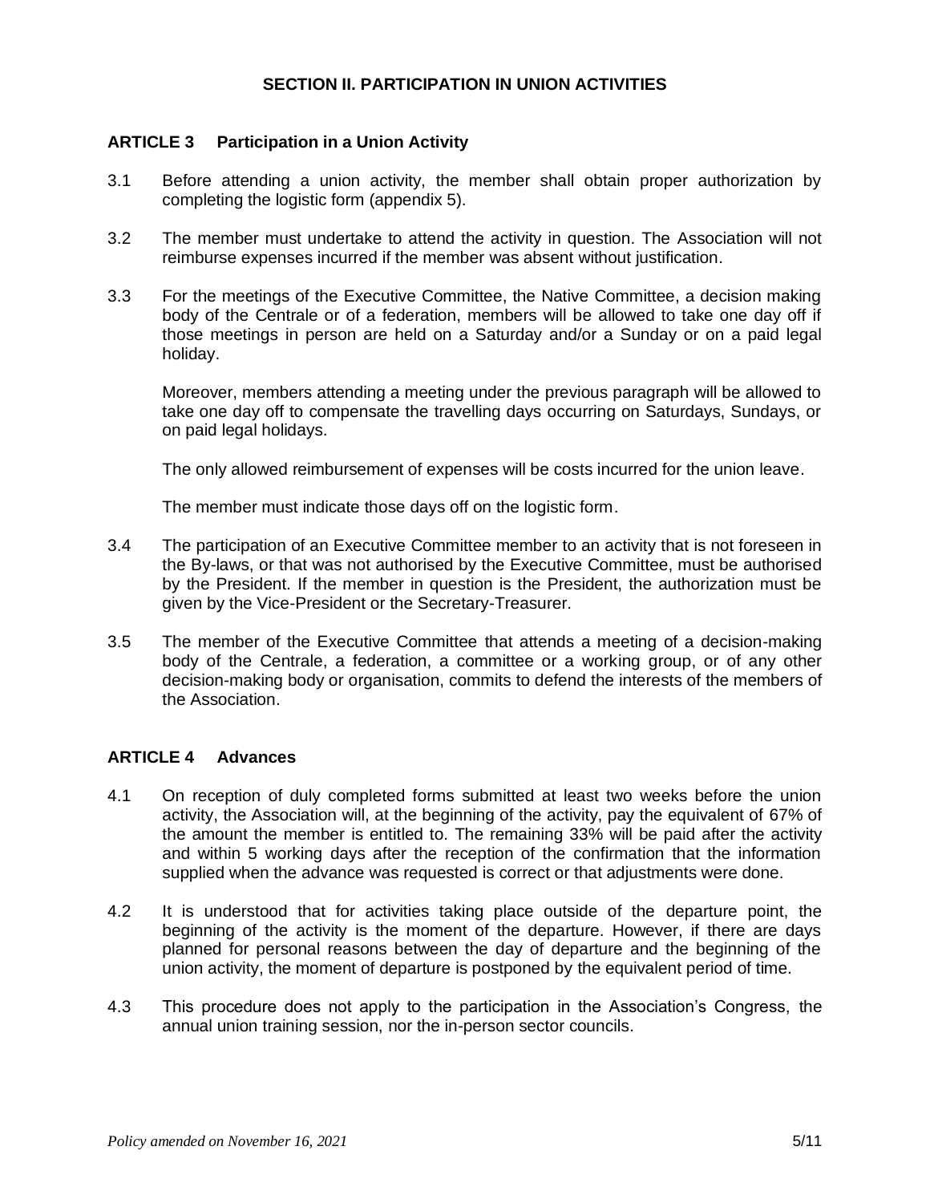## SECTION II. PARTICIPATION IN UNION ACTIVITIES

### ARTICLE 3 Participation in a Union Activity

3.1 Before attending a union activity, the member shall obtain proper authorization by completing the logistic form (appendix 5).

3.2 The member must undertake to attend the activity in question. The Association will not reimburse expenses incurred if the member was absent without justification.

3.3 For the meetings of the Executive Committee, the Native Committee, a decision making body of the Centrale or of a federation, members will be allowed to take one day off if those meetings in person are held on a Saturday and/or a Sunday or on a paid legal holiday.

Moreover, members attending a meeting under the previous paragraph will be allowed to take one day off to compensate the travelling days occurring on Saturdays, Sundays, or on paid legal holidays.

The only allowed reimbursement of expenses will be costs incurred for the union leave.

The member must indicate those days off on the logistic form.

3.4 The participation of an Executive Committee member to an activity that is not foreseen in the By-laws, or that was not authorised by the Executive Committee, must be authorised by the President. If the member in question is the President, the authorization must be given by the Vice-President or the Secretary-Treasurer.

3.5 The member of the Executive Committee that attends a meeting of a decision-making body of the Centrale, a federation, a committee or a working group, or of any other decision-making body or organisation, commits to defend the interests of the members of the Association.

### ARTICLE 4 Advances

4.1 On reception of duly completed forms submitted at least two weeks before the union activity, the Association will, at the beginning of the activity, pay the equivalent of 67% of the amount the member is entitled to. The remaining 33% will be paid after the activity and within 5 working days after the reception of the confirmation that the information supplied when the advance was requested is correct or that adjustments were done.

4.2 It is understood that for activities taking place outside of the departure point, the beginning of the activity is the moment of the departure. However, if there are days planned for personal reasons between the day of departure and the beginning of the union activity, the moment of departure is postponed by the equivalent period of time.

4.3 This procedure does not apply to the participation in the Association's Congress, the annual union training session, nor the in-person sector councils.

*Policy amended on November 16, 2021*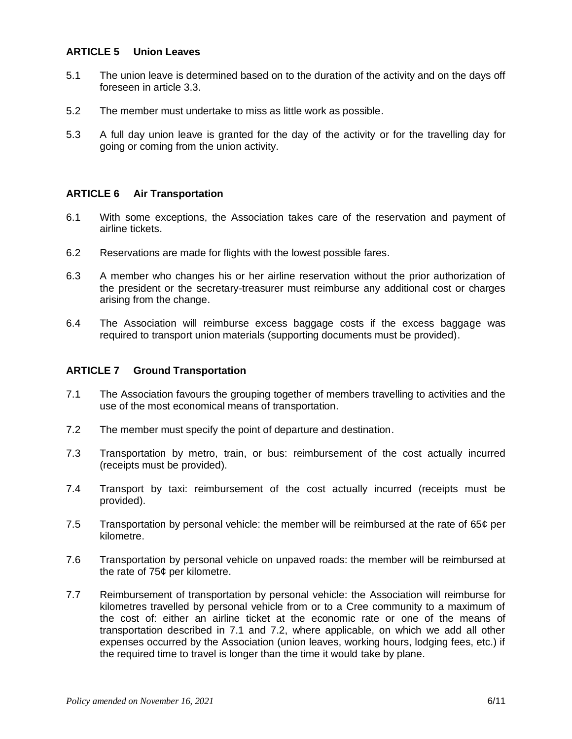## ARTICLE 5 Union Leaves

5.1 The union leave is determined based on to the duration of the activity and on the days off foreseen in article 3.3.

5.2 The member must undertake to miss as little work as possible.

5.3 A full day union leave is granted for the day of the activity or for the travelling day for going or coming from the union activity.

## ARTICLE 6 Air Transportation

6.1 With some exceptions, the Association takes care of the reservation and payment of airline tickets.

6.2 Reservations are made for flights with the lowest possible fares.

6.3 A member who changes his or her airline reservation without the prior authorization of the president or the secretary-treasurer must reimburse any additional cost or charges arising from the change.

6.4 The Association will reimburse excess baggage costs if the excess baggage was required to transport union materials (supporting documents must be provided).

## ARTICLE 7 Ground Transportation

7.1 The Association favours the grouping together of members travelling to activities and the use of the most economical means of transportation.

7.2 The member must specify the point of departure and destination.

7.3 Transportation by metro, train, or bus: reimbursement of the cost actually incurred (receipts must be provided).

7.4 Transport by taxi: reimbursement of the cost actually incurred (receipts must be provided).

7.5 Transportation by personal vehicle: the member will be reimbursed at the rate of 65¢ per kilometre.

7.6 Transportation by personal vehicle on unpaved roads: the member will be reimbursed at the rate of 75¢ per kilometre.

7.7 Reimbursement of transportation by personal vehicle: the Association will reimburse for kilometres travelled by personal vehicle from or to a Cree community to a maximum of the cost of: either an airline ticket at the economic rate or one of the means of transportation described in 7.1 and 7.2, where applicable, on which we add all other expenses occurred by the Association (union leaves, working hours, lodging fees, etc.) if the required time to travel is longer than the time it would take by plane.

*Policy amended on November 16, 2021*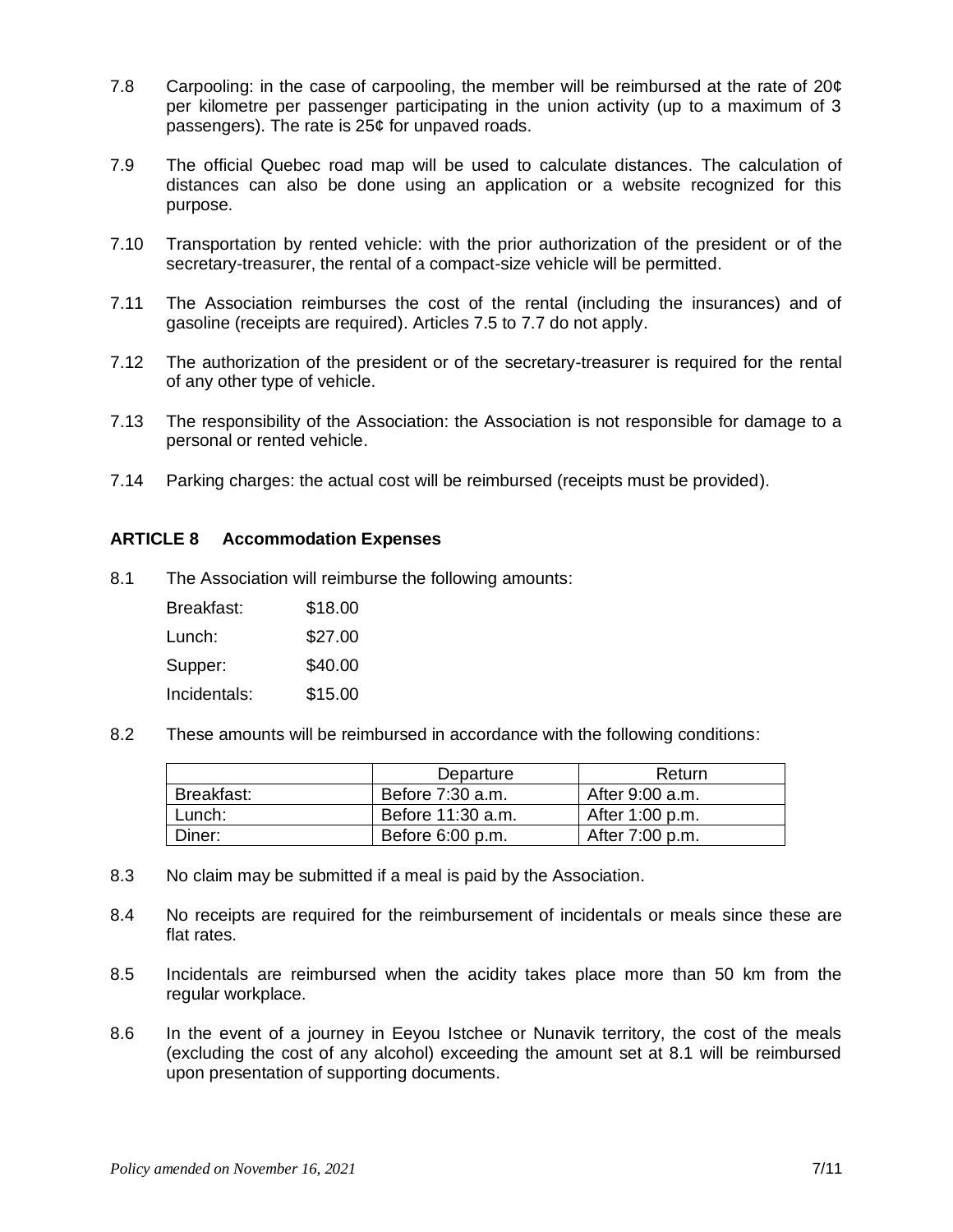7.8 Carpooling: in the case of carpooling, the member will be reimbursed at the rate of 20¢ per kilometre per passenger participating in the union activity (up to a maximum of 3 passengers). The rate is 25¢ for unpaved roads.

7.9 The official Quebec road map will be used to calculate distances. The calculation of distances can also be done using an application or a website recognized for this purpose.

7.10 Transportation by rented vehicle: with the prior authorization of the president or of the secretary-treasurer, the rental of a compact-size vehicle will be permitted.

7.11 The Association reimburses the cost of the rental (including the insurances) and of gasoline (receipts are required). Articles 7.5 to 7.7 do not apply.

7.12 The authorization of the president or of the secretary-treasurer is required for the rental of any other type of vehicle.

7.13 The responsibility of the Association: the Association is not responsible for damage to a personal or rented vehicle.

7.14 Parking charges: the actual cost will be reimbursed (receipts must be provided).

## ARTICLE 8 Accommodation Expenses

8.1 The Association will reimburse the following amounts:

| | |
|---|---|
| Breakfast: | \$18.00 |
| Lunch: | \$27.00 |
| Supper: | \$40.00 |
| Incidentals: | \$15.00 |

8.2 These amounts will be reimbursed in accordance with the following conditions:

| | Departure | Return |
|---|---|---|
| Breakfast: | Before 7:30 a.m. | After 9:00 a.m. |
| Lunch: | Before 11:30 a.m. | After 1:00 p.m. |
| Diner: | Before 6:00 p.m. | After 7:00 p.m. |

8.3 No claim may be submitted if a meal is paid by the Association.

8.4 No receipts are required for the reimbursement of incidentals or meals since these are flat rates.

8.5 Incidentals are reimbursed when the acidity takes place more than 50 km from the regular workplace.

8.6 In the event of a journey in Eeyou Istchee or Nunavik territory, the cost of the meals (excluding the cost of any alcohol) exceeding the amount set at 8.1 will be reimbursed upon presentation of supporting documents.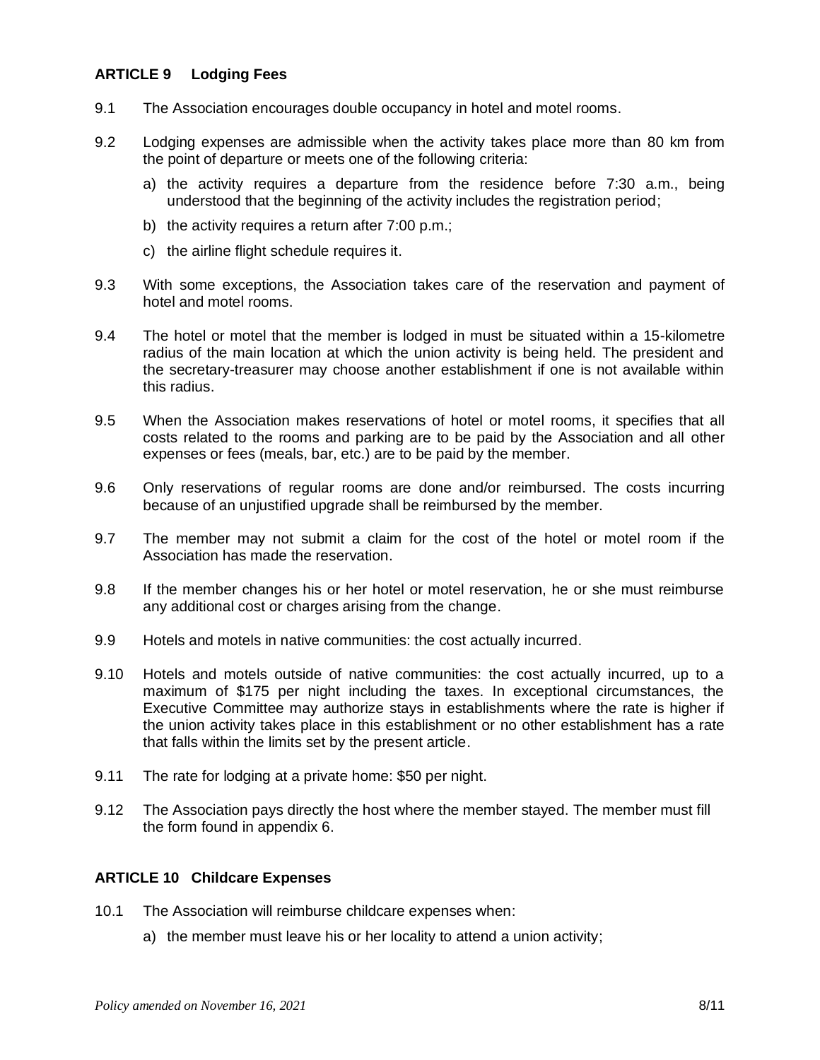## ARTICLE 9 Lodging Fees

9.1 The Association encourages double occupancy in hotel and motel rooms.

9.2 Lodging expenses are admissible when the activity takes place more than 80 km from the point of departure or meets one of the following criteria:

a) the activity requires a departure from the residence before 7:30 a.m., being understood that the beginning of the activity includes the registration period;

b) the activity requires a return after 7:00 p.m.;

c) the airline flight schedule requires it.

9.3 With some exceptions, the Association takes care of the reservation and payment of hotel and motel rooms.

9.4 The hotel or motel that the member is lodged in must be situated within a 15-kilometre radius of the main location at which the union activity is being held. The president and the secretary-treasurer may choose another establishment if one is not available within this radius.

9.5 When the Association makes reservations of hotel or motel rooms, it specifies that all costs related to the rooms and parking are to be paid by the Association and all other expenses or fees (meals, bar, etc.) are to be paid by the member.

9.6 Only reservations of regular rooms are done and/or reimbursed. The costs incurring because of an unjustified upgrade shall be reimbursed by the member.

9.7 The member may not submit a claim for the cost of the hotel or motel room if the Association has made the reservation.

9.8 If the member changes his or her hotel or motel reservation, he or she must reimburse any additional cost or charges arising from the change.

9.9 Hotels and motels in native communities: the cost actually incurred.

9.10 Hotels and motels outside of native communities: the cost actually incurred, up to a maximum of $175 per night including the taxes. In exceptional circumstances, the Executive Committee may authorize stays in establishments where the rate is higher if the union activity takes place in this establishment or no other establishment has a rate that falls within the limits set by the present article.

9.11 The rate for lodging at a private home: $50 per night.

9.12 The Association pays directly the host where the member stayed. The member must fill the form found in appendix 6.

## ARTICLE 10 Childcare Expenses

10.1 The Association will reimburse childcare expenses when:

a) the member must leave his or her locality to attend a union activity;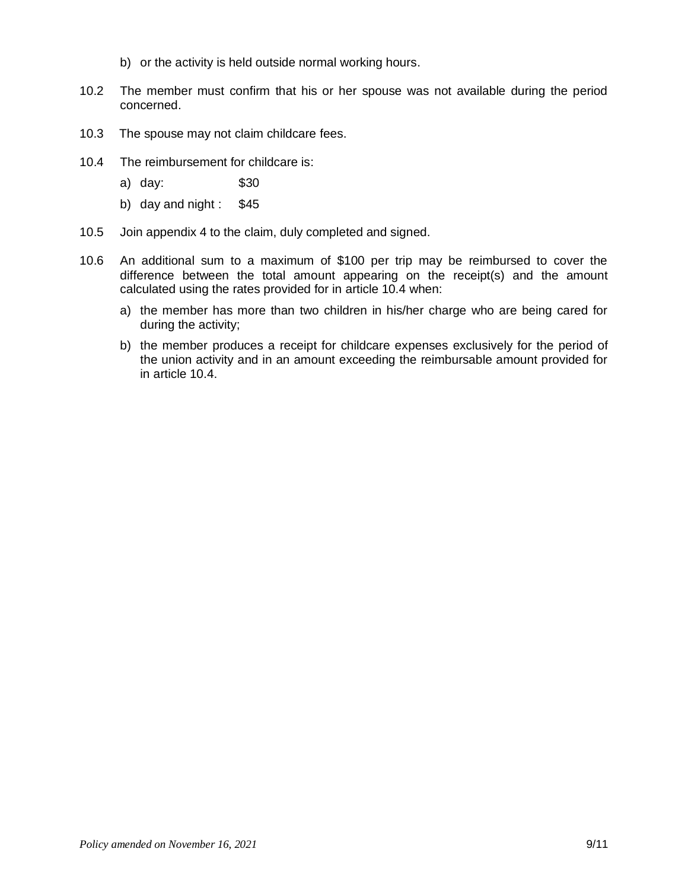b) or the activity is held outside normal working hours.

10.2 The member must confirm that his or her spouse was not available during the period concerned.

10.3 The spouse may not claim childcare fees.

10.4 The reimbursement for childcare is:

a) day: $30

b) day and night : $45

10.5 Join appendix 4 to the claim, duly completed and signed.

10.6 An additional sum to a maximum of $100 per trip may be reimbursed to cover the difference between the total amount appearing on the receipt(s) and the amount calculated using the rates provided for in article 10.4 when:

a) the member has more than two children in his/her charge who are being cared for during the activity;

b) the member produces a receipt for childcare expenses exclusively for the period of the union activity and in an amount exceeding the reimbursable amount provided for in article 10.4.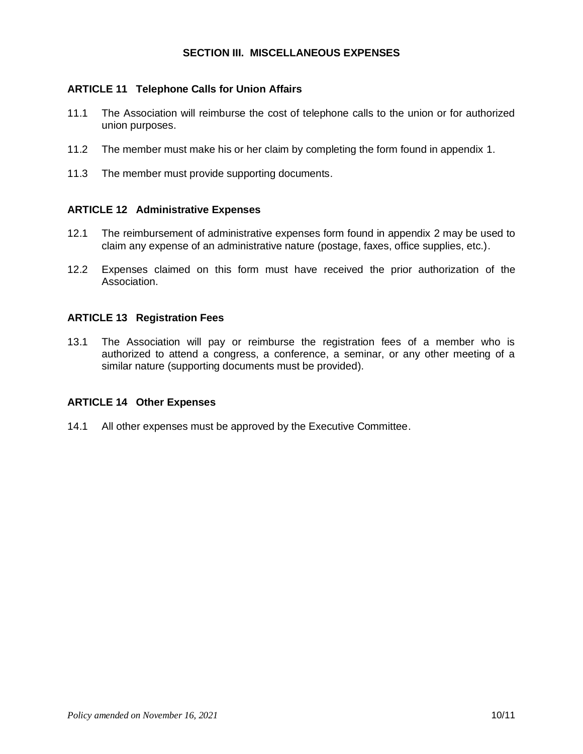## SECTION III. MISCELLANEOUS EXPENSES

### ARTICLE 11 Telephone Calls for Union Affairs

11.1 The Association will reimburse the cost of telephone calls to the union or for authorized union purposes.

11.2 The member must make his or her claim by completing the form found in appendix 1.

11.3 The member must provide supporting documents.

### ARTICLE 12 Administrative Expenses

12.1 The reimbursement of administrative expenses form found in appendix 2 may be used to claim any expense of an administrative nature (postage, faxes, office supplies, etc.).

12.2 Expenses claimed on this form must have received the prior authorization of the Association.

### ARTICLE 13 Registration Fees

13.1 The Association will pay or reimburse the registration fees of a member who is authorized to attend a congress, a conference, a seminar, or any other meeting of a similar nature (supporting documents must be provided).

### ARTICLE 14 Other Expenses

14.1 All other expenses must be approved by the Executive Committee.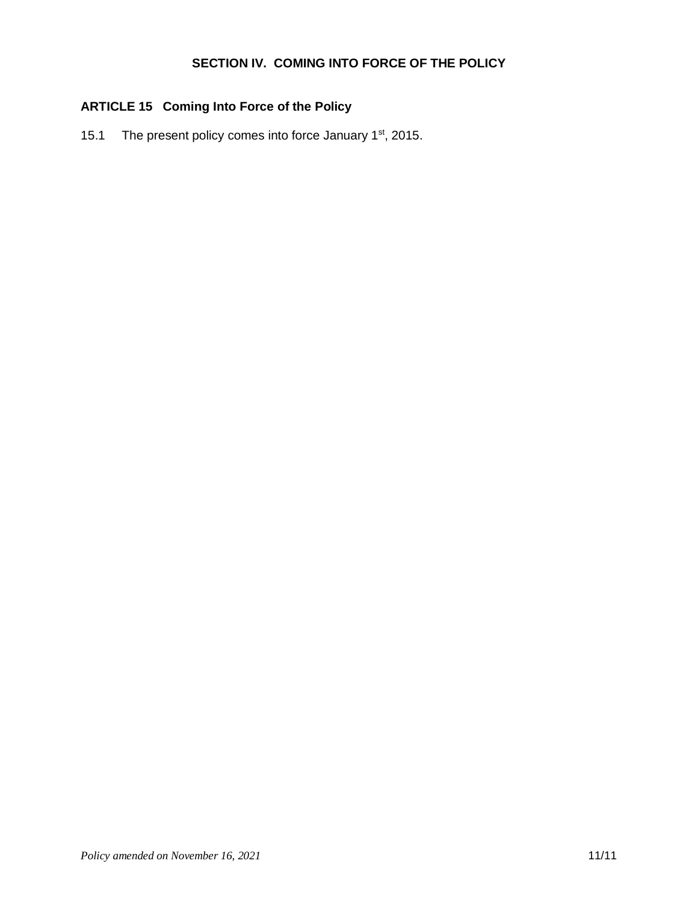# SECTION IV. COMING INTO FORCE OF THE POLICY

## ARTICLE 15 Coming Into Force of the Policy

15.1 The present policy comes into force January 1st, 2015.